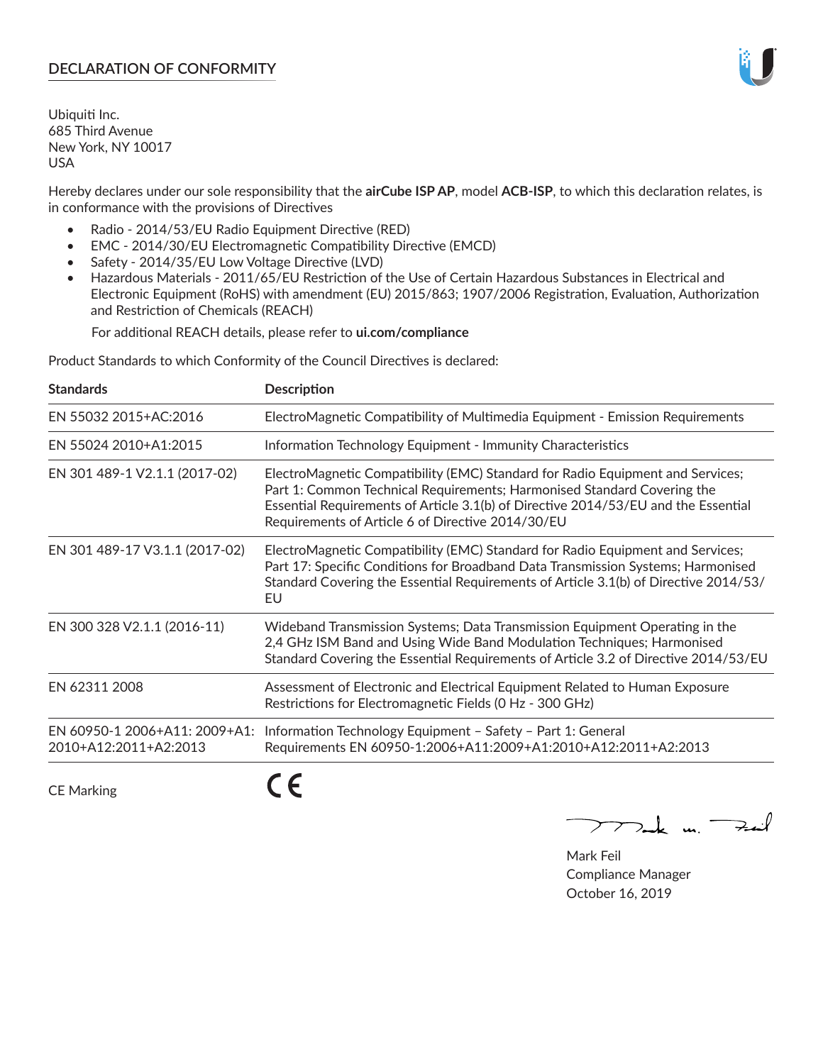# DECLARATION OF CONFORMITY

Ubiquiti Inc.
685 Third Avenue
New York, NY 10017
USA

Hereby declares under our sole responsibility that the **airCube ISP AP**, model **ACB-ISP**, to which this declaration relates, is in conformance with the provisions of Directives

- Radio - 2014/53/EU Radio Equipment Directive (RED)
- EMC - 2014/30/EU Electromagnetic Compatibility Directive (EMCD)
- Safety - 2014/35/EU Low Voltage Directive (LVD)
- Hazardous Materials - 2011/65/EU Restriction of the Use of Certain Hazardous Substances in Electrical and Electronic Equipment (RoHS) with amendment (EU) 2015/863; 1907/2006 Registration, Evaluation, Authorization and Restriction of Chemicals (REACH)

For additional REACH details, please refer to **ui.com/compliance**

Product Standards to which Conformity of the Council Directives is declared:

| Standards | Description |
|---|---|
| EN 55032 2015+AC:2016 | ElectroMagnetic Compatibility of Multimedia Equipment - Emission Requirements |
| EN 55024 2010+A1:2015 | Information Technology Equipment - Immunity Characteristics |
| EN 301 489-1 V2.1.1 (2017-02) | ElectroMagnetic Compatibility (EMC) Standard for Radio Equipment and Services; Part 1: Common Technical Requirements; Harmonised Standard Covering the Essential Requirements of Article 3.1(b) of Directive 2014/53/EU and the Essential Requirements of Article 6 of Directive 2014/30/EU |
| EN 301 489-17 V3.1.1 (2017-02) | ElectroMagnetic Compatibility (EMC) Standard for Radio Equipment and Services; Part 17: Specific Conditions for Broadband Data Transmission Systems; Harmonised Standard Covering the Essential Requirements of Article 3.1(b) of Directive 2014/53/EU |
| EN 300 328 V2.1.1 (2016-11) | Wideband Transmission Systems; Data Transmission Equipment Operating in the 2,4 GHz ISM Band and Using Wide Band Modulation Techniques; Harmonised Standard Covering the Essential Requirements of Article 3.2 of Directive 2014/53/EU |
| EN 62311 2008 | Assessment of Electronic and Electrical Equipment Related to Human Exposure Restrictions for Electromagnetic Fields (0 Hz - 300 GHz) |
| EN 60950-1 2006+A11: 2009+A1: 2010+A12:2011+A2:2013 | Information Technology Equipment – Safety – Part 1: General Requirements EN 60950-1:2006+A11:2009+A1:2010+A12:2011+A2:2013 |

CE Marking CE

Mark Feil
Compliance Manager
October 16, 2019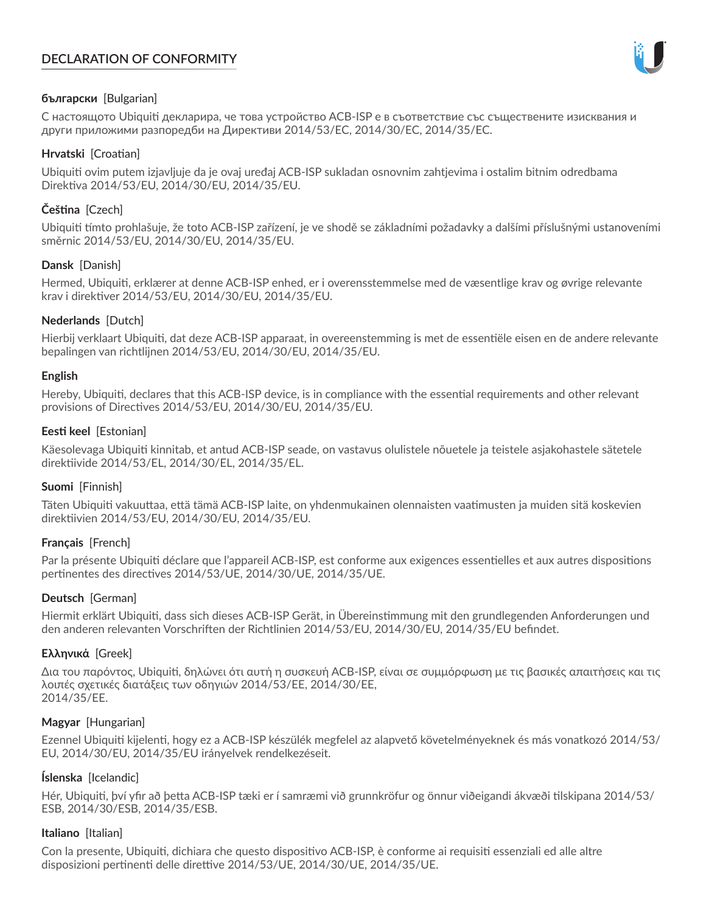# DECLARATION OF CONFORMITY

**български** [Bulgarian]

С настоящото Ubiquiti декларира, че това устройство ACB-ISP е в съответствие със съществените изисквания и други приложими разпоредби на Директиви 2014/53/EC, 2014/30/ЕС, 2014/35/ЕС.

**Hrvatski** [Croatian]

Ubiquiti ovim putem izjavljuje da je ovaj uređaj ACB-ISP sukladan osnovnim zahtjevima i ostalim bitnim odredbama Direktiva 2014/53/EU, 2014/30/EU, 2014/35/EU.

**Čeština** [Czech]

Ubiquiti tímto prohlašuje, že toto ACB-ISP zařízení, je ve shodě se základními požadavky a dalšími příslušnými ustanoveními směrnic 2014/53/EU, 2014/30/EU, 2014/35/EU.

**Dansk** [Danish]

Hermed, Ubiquiti, erklærer at denne ACB-ISP enhed, er i overensstemmelse med de væsentlige krav og øvrige relevante krav i direktiver 2014/53/EU, 2014/30/EU, 2014/35/EU.

**Nederlands** [Dutch]

Hierbij verklaart Ubiquiti, dat deze ACB-ISP apparaat, in overeenstemming is met de essentiële eisen en de andere relevante bepalingen van richtlijnen 2014/53/EU, 2014/30/EU, 2014/35/EU.

**English**

Hereby, Ubiquiti, declares that this ACB-ISP device, is in compliance with the essential requirements and other relevant provisions of Directives 2014/53/EU, 2014/30/EU, 2014/35/EU.

**Eesti keel** [Estonian]

Käesolevaga Ubiquiti kinnitab, et antud ACB-ISP seade, on vastavus olulistele nõuetele ja teistele asjakohastele sätetele direktiivide 2014/53/EL, 2014/30/EL, 2014/35/EL.

**Suomi** [Finnish]

Täten Ubiquiti vakuuttaa, että tämä ACB-ISP laite, on yhdenmukainen olennaisten vaatimusten ja muiden sitä koskevien direktiivien 2014/53/EU, 2014/30/EU, 2014/35/EU.

**Français** [French]

Par la présente Ubiquiti déclare que l'appareil ACB-ISP, est conforme aux exigences essentielles et aux autres dispositions pertinentes des directives 2014/53/UE, 2014/30/UE, 2014/35/UE.

**Deutsch** [German]

Hiermit erklärt Ubiquiti, dass sich dieses ACB-ISP Gerät, in Übereinstimmung mit den grundlegenden Anforderungen und den anderen relevanten Vorschriften der Richtlinien 2014/53/EU, 2014/30/EU, 2014/35/EU befindet.

**Ελληνικά** [Greek]

Δια του παρόντος, Ubiquiti, δηλώνει ότι αυτή η συσκευή ACB-ISP, είναι σε συμμόρφωση με τις βασικές απαιτήσεις και τις λοιπές σχετικές διατάξεις των οδηγιών 2014/53/EE, 2014/30/EE, 2014/35/EE.

**Magyar** [Hungarian]

Ezennel Ubiquiti kijelenti, hogy ez a ACB-ISP készülék megfelel az alapvető követelményeknek és más vonatkozó 2014/53/EU, 2014/30/EU, 2014/35/EU irányelvek rendelkezéseit.

**Íslenska** [Icelandic]

Hér, Ubiquiti, því yfir að þetta ACB-ISP tæki er í samræmi við grunnkröfur og önnur viðeigandi ákvæði tilskipana 2014/53/ESB, 2014/30/ESB, 2014/35/ESB.

**Italiano** [Italian]

Con la presente, Ubiquiti, dichiara che questo dispositivo ACB-ISP, è conforme ai requisiti essenziali ed alle altre disposizioni pertinenti delle direttive 2014/53/UE, 2014/30/UE, 2014/35/UE.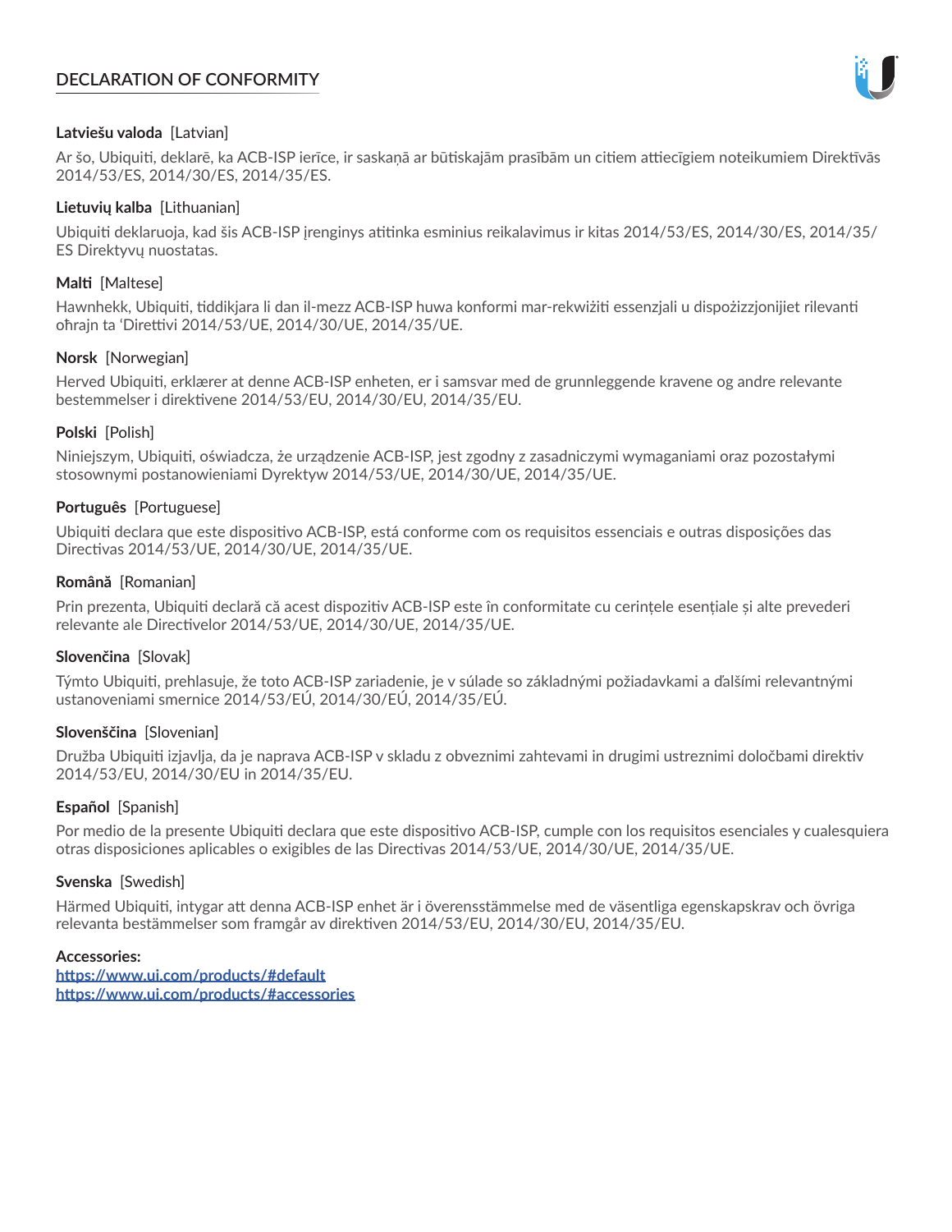# DECLARATION OF CONFORMITY

**Latviešu valoda** [Latvian]

Ar šo, Ubiquiti, deklarē, ka ACB-ISP ierīce, ir saskaņā ar būtiskajām prasībām un citiem attiecīgiem noteikumiem Direktīvās 2014/53/ES, 2014/30/ES, 2014/35/ES.

**Lietuvių kalba** [Lithuanian]

Ubiquiti deklaruoja, kad šis ACB-ISP įrenginys atitinka esminius reikalavimus ir kitas 2014/53/ES, 2014/30/ES, 2014/35/ES Direktyvų nuostatas.

**Malti** [Maltese]

Hawnhekk, Ubiquiti, tiddikjara li dan il-mezz ACB-ISP huwa konformi mar-rekwiżiti essenzjali u dispożizzjonijiet rilevanti oħrajn ta 'Direttivi 2014/53/UE, 2014/30/UE, 2014/35/UE.

**Norsk** [Norwegian]

Herved Ubiquiti, erklærer at denne ACB-ISP enheten, er i samsvar med de grunnleggende kravene og andre relevante bestemmelser i direktivene 2014/53/EU, 2014/30/EU, 2014/35/EU.

**Polski** [Polish]

Niniejszym, Ubiquiti, oświadcza, że urządzenie ACB-ISP, jest zgodny z zasadniczymi wymaganiami oraz pozostałymi stosownymi postanowieniami Dyrektyw 2014/53/UE, 2014/30/UE, 2014/35/UE.

**Português** [Portuguese]

Ubiquiti declara que este dispositivo ACB-ISP, está conforme com os requisitos essenciais e outras disposições das Directivas 2014/53/UE, 2014/30/UE, 2014/35/UE.

**Română** [Romanian]

Prin prezenta, Ubiquiti declară că acest dispozitiv ACB-ISP este în conformitate cu cerințele esențiale și alte prevederi relevante ale Directivelor 2014/53/UE, 2014/30/UE, 2014/35/UE.

**Slovenčina** [Slovak]

Týmto Ubiquiti, prehlasuje, že toto ACB-ISP zariadenie, je v súlade so základnými požiadavkami a ďalšími relevantnými ustanoveniami smernice 2014/53/EÚ, 2014/30/EÚ, 2014/35/EÚ.

**Slovenščina** [Slovenian]

Družba Ubiquiti izjavlja, da je naprava ACB-ISP v skladu z obveznimi zahtevami in drugimi ustreznimi določbami direktiv 2014/53/EU, 2014/30/EU in 2014/35/EU.

**Español** [Spanish]

Por medio de la presente Ubiquiti declara que este dispositivo ACB-ISP, cumple con los requisitos esenciales y cualesquiera otras disposiciones aplicables o exigibles de las Directivas 2014/53/UE, 2014/30/UE, 2014/35/UE.

**Svenska** [Swedish]

Härmed Ubiquiti, intygar att denna ACB-ISP enhet är i överensstämmelse med de väsentliga egenskapskrav och övriga relevanta bestämmelser som framgår av direktiven 2014/53/EU, 2014/30/EU, 2014/35/EU.

**Accessories:**

**https://www.ui.com/products/#default**

**https://www.ui.com/products/#accessories**